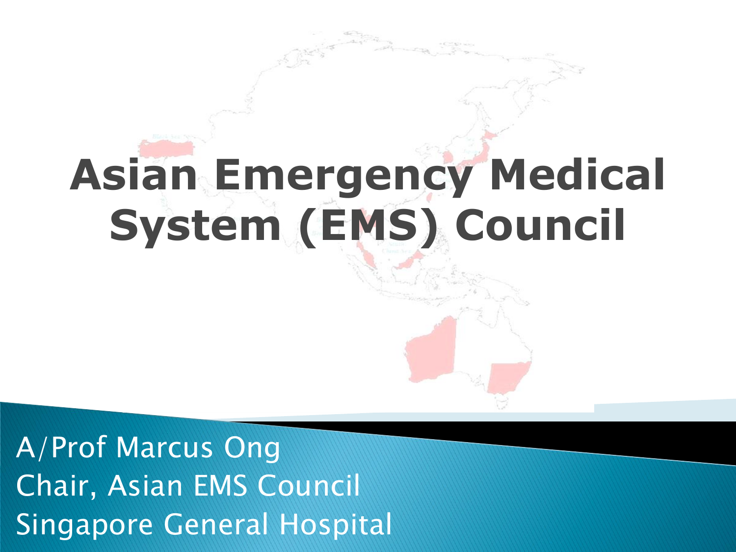# Asian Emergency Medical System (EMS) Council

A/Prof Marcus Ong
Chair, Asian EMS Council
Singapore General Hospital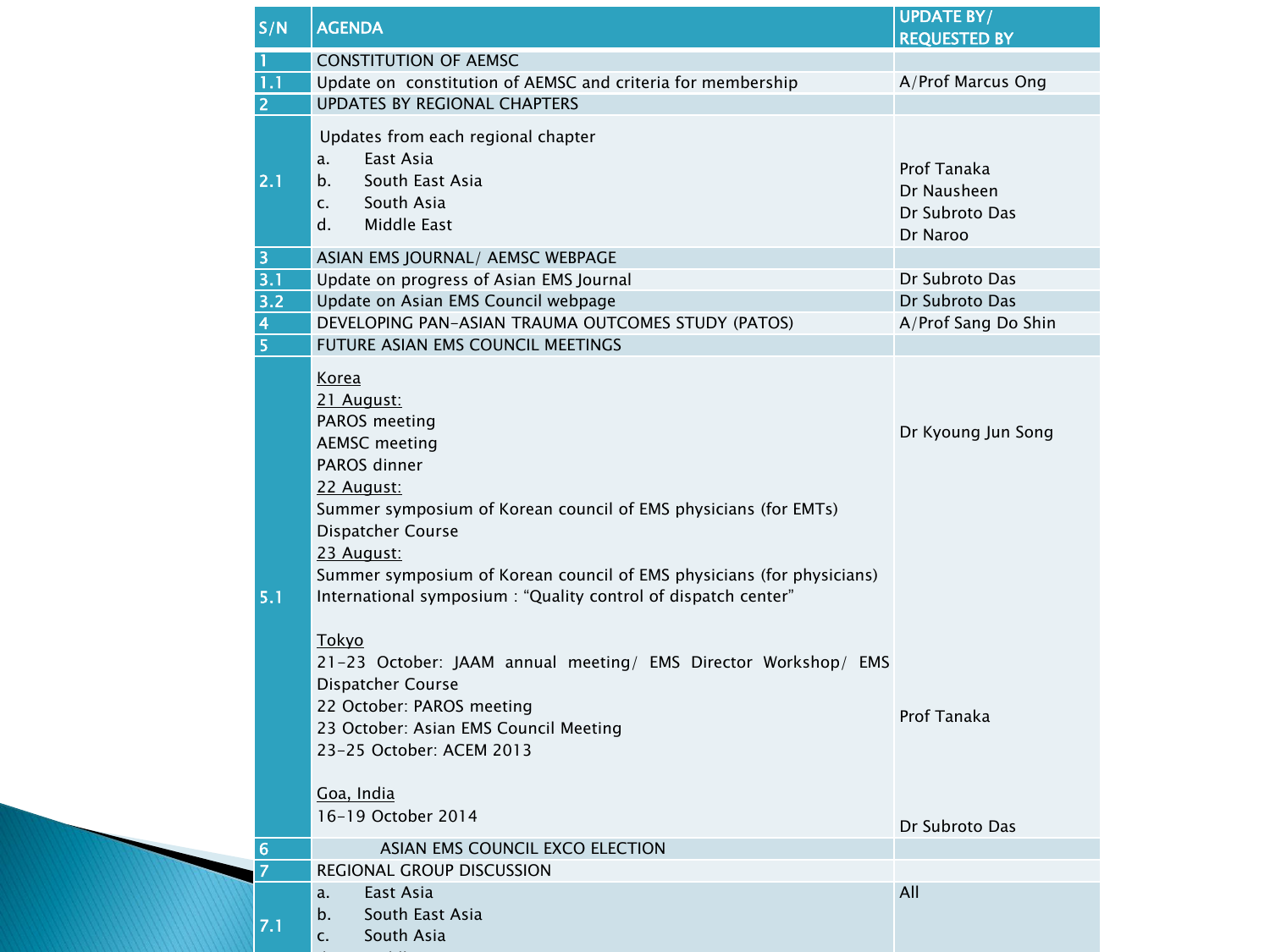| S/N | AGENDA | UPDATE BY/ REQUESTED BY |
| --- | --- | --- |
| 1 | CONSTITUTION OF AEMSC | |
| 1.1 | Update on constitution of AEMSC and criteria for membership | A/Prof Marcus Ong |
| 2 | UPDATES BY REGIONAL CHAPTERS | |
| 2.1 | Updates from each regional chapter<br>a. East Asia<br>b. South East Asia<br>c. South Asia<br>d. Middle East | Prof Tanaka<br>Dr Nausheen<br>Dr Subroto Das<br>Dr Naroo |
| 3 | ASIAN EMS JOURNAL/ AEMSC WEBPAGE | |
| 3.1 | Update on progress of Asian EMS Journal | Dr Subroto Das |
| 3.2 | Update on Asian EMS Council webpage | Dr Subroto Das |
| 4 | DEVELOPING PAN-ASIAN TRAUMA OUTCOMES STUDY (PATOS) | A/Prof Sang Do Shin |
| 5 | FUTURE ASIAN EMS COUNCIL MEETINGS | |
| 5.1 | Korea<br>21 August:<br>PAROS meeting<br>AEMSC meeting<br>PAROS dinner<br>22 August:<br>Summer symposium of Korean council of EMS physicians (for EMTs)<br>Dispatcher Course<br>23 August:<br>Summer symposium of Korean council of EMS physicians (for physicians)<br>International symposium : "Quality control of dispatch center"<br><br>Tokyo<br>21-23 October: JAAM annual meeting/ EMS Director Workshop/ EMS Dispatcher Course<br>22 October: PAROS meeting<br>23 October: Asian EMS Council Meeting<br>23-25 October: ACEM 2013<br><br>Goa, India<br>16-19 October 2014 | Dr Kyoung Jun Song<br><br><br><br><br><br><br><br><br><br><br><br>Prof Tanaka<br><br><br><br>Dr Subroto Das |
| 6 | ASIAN EMS COUNCIL EXCO ELECTION | |
| 7 | REGIONAL GROUP DISCUSSION | |
| 7.1 | a. East Asia<br>b. South East Asia<br>c. South Asia | All |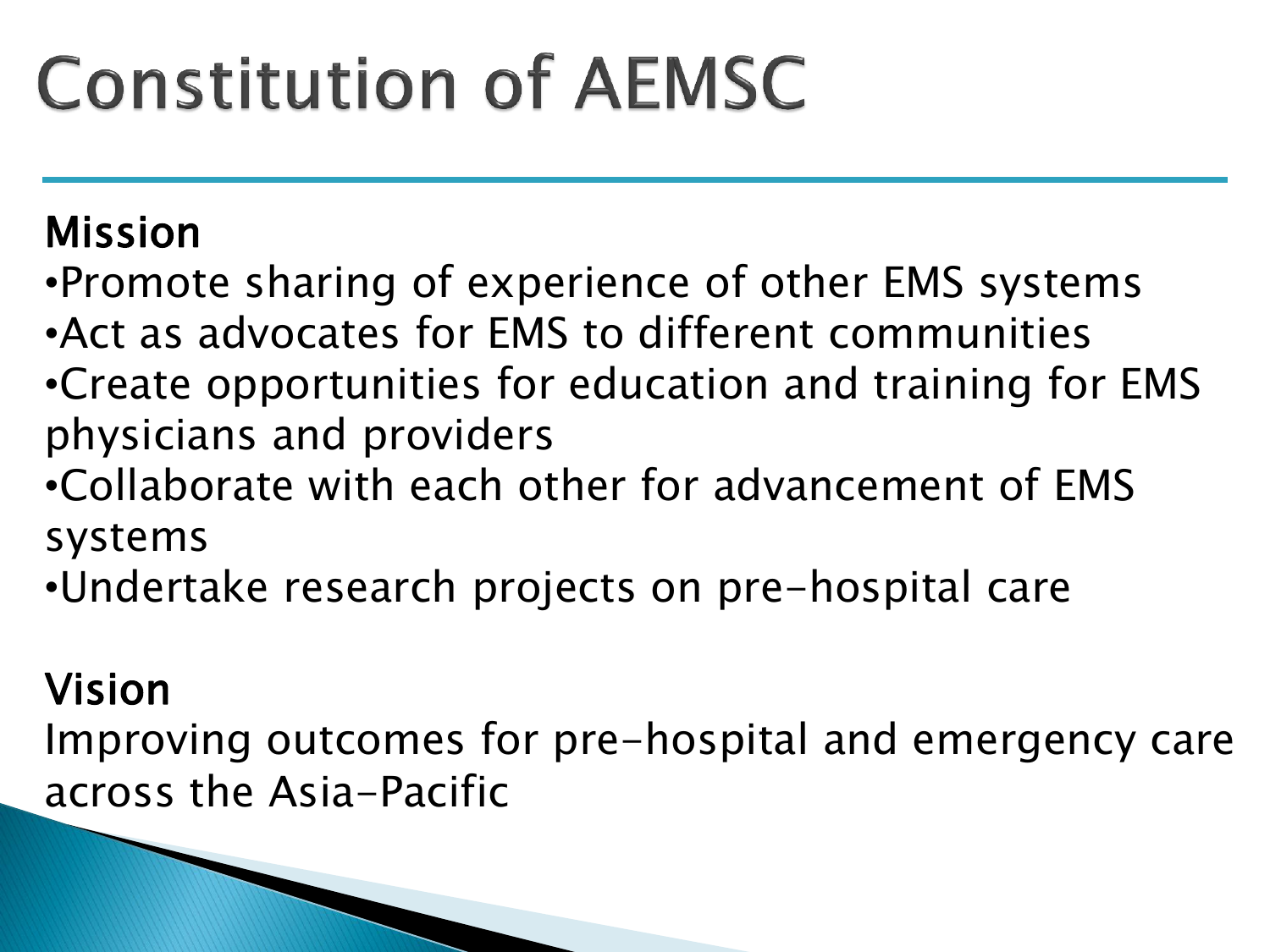# Constitution of AEMSC

## Mission

- Promote sharing of experience of other EMS systems
- Act as advocates for EMS to different communities
- Create opportunities for education and training for EMS physicians and providers
- Collaborate with each other for advancement of EMS systems
- Undertake research projects on pre-hospital care

## Vision

Improving outcomes for pre-hospital and emergency care across the Asia-Pacific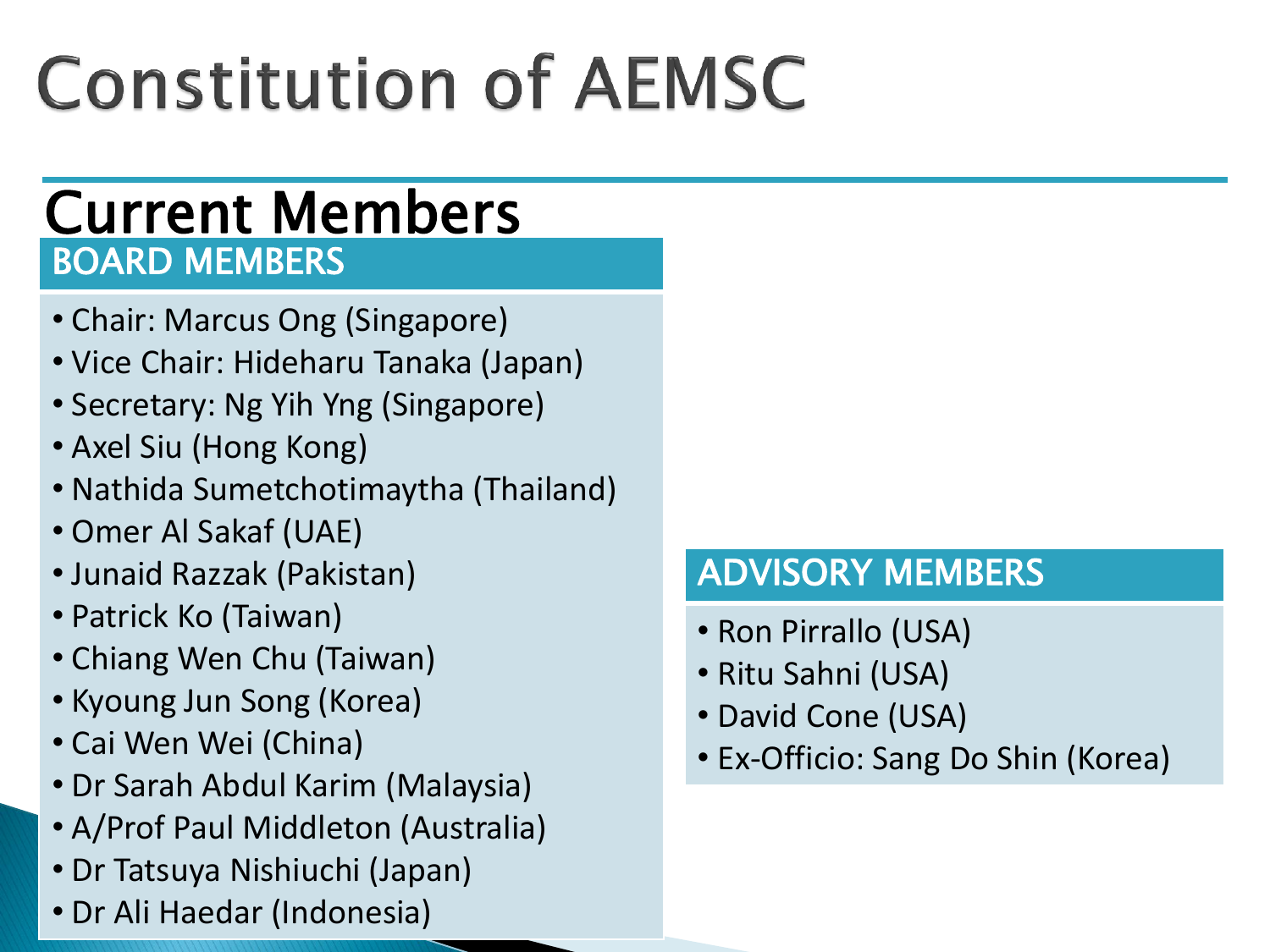# Constitution of AEMSC

## Current Members

### BOARD MEMBERS

- Chair: Marcus Ong (Singapore)
- Vice Chair: Hideharu Tanaka (Japan)
- Secretary: Ng Yih Yng (Singapore)
- Axel Siu (Hong Kong)
- Nathida Sumetchotimaytha (Thailand)
- Omer Al Sakaf (UAE)
- Junaid Razzak (Pakistan)
- Patrick Ko (Taiwan)
- Chiang Wen Chu (Taiwan)
- Kyoung Jun Song (Korea)
- Cai Wen Wei (China)
- Dr Sarah Abdul Karim (Malaysia)
- A/Prof Paul Middleton (Australia)
- Dr Tatsuya Nishiuchi (Japan)
- Dr Ali Haedar (Indonesia)

### ADVISORY MEMBERS

- Ron Pirrallo (USA)
- Ritu Sahni (USA)
- David Cone (USA)
- Ex-Officio: Sang Do Shin (Korea)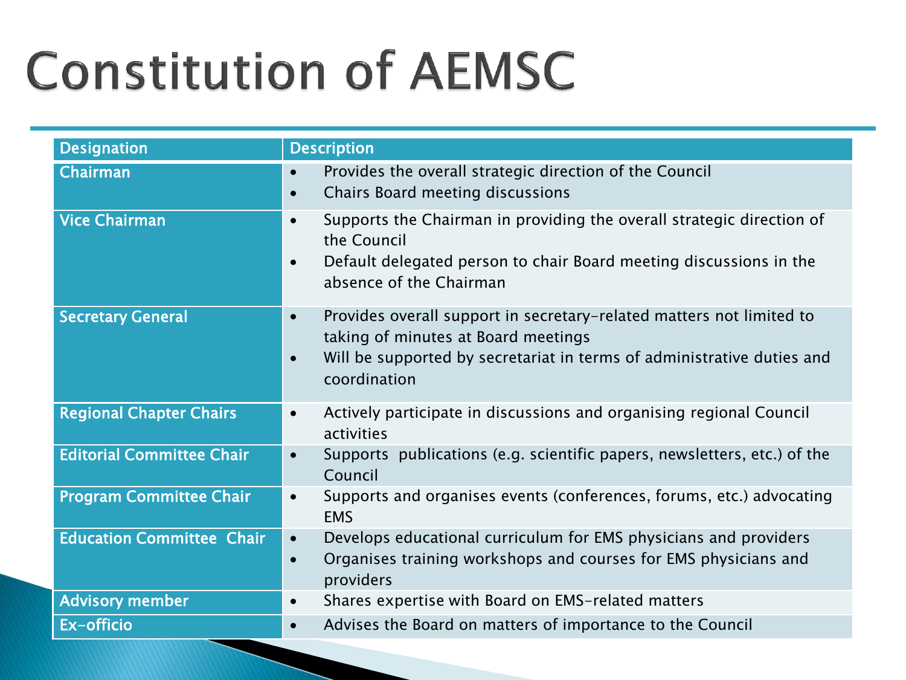# Constitution of AEMSC

| Designation | Description |
| --- | --- |
| Chairman | • Provides the overall strategic direction of the Council<br>• Chairs Board meeting discussions |
| Vice Chairman | • Supports the Chairman in providing the overall strategic direction of the Council<br>• Default delegated person to chair Board meeting discussions in the absence of the Chairman |
| Secretary General | • Provides overall support in secretary-related matters not limited to taking of minutes at Board meetings<br>• Will be supported by secretariat in terms of administrative duties and coordination |
| Regional Chapter Chairs | • Actively participate in discussions and organising regional Council activities |
| Editorial Committee Chair | • Supports publications (e.g. scientific papers, newsletters, etc.) of the Council |
| Program Committee Chair | • Supports and organises events (conferences, forums, etc.) advocating EMS |
| Education Committee Chair | • Develops educational curriculum for EMS physicians and providers<br>• Organises training workshops and courses for EMS physicians and providers |
| Advisory member | • Shares expertise with Board on EMS-related matters |
| Ex-officio | • Advises the Board on matters of importance to the Council |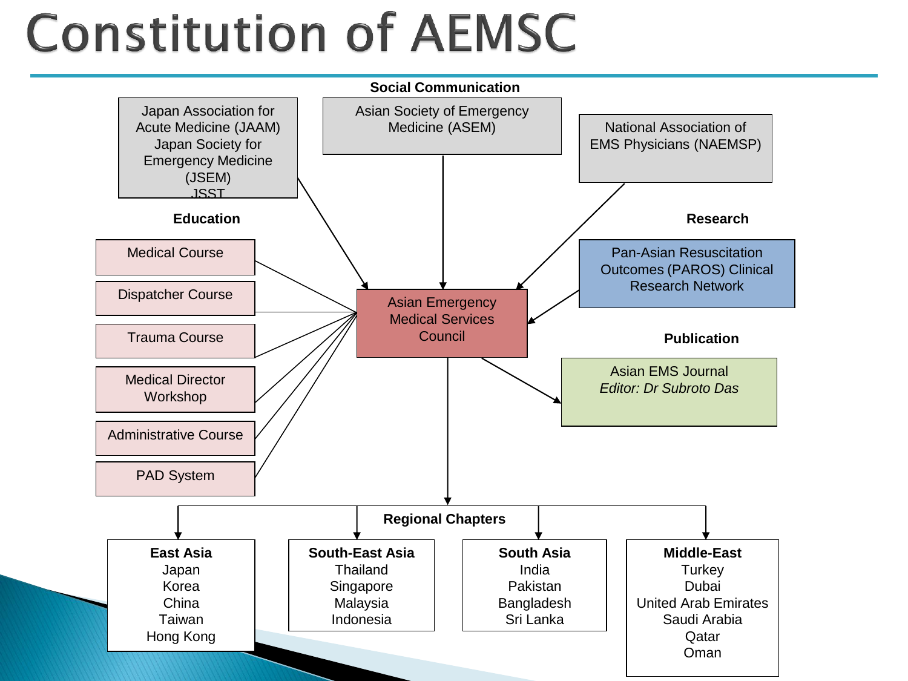# Constitution of AEMSC

**Social Communication**

- Japan Association for Acute Medicine (JAAM) Japan Society for Emergency Medicine (JSEM) JSST
- Asian Society of Emergency Medicine (ASEM)
- National Association of EMS Physicians (NAEMSP)

**Education**

- Medical Course
- Dispatcher Course
- Trauma Course
- Medical Director Workshop
- Administrative Course
- PAD System

**Research**

- Pan-Asian Resuscitation Outcomes (PAROS) Clinical Research Network

Asian Emergency Medical Services Council

**Publication**

- Asian EMS Journal
  *Editor: Dr Subroto Das*

**Regional Chapters**

| **East Asia** | **South-East Asia** | **South Asia** | **Middle-East** |
|---|---|---|---|
| Japan | Thailand | India | Turkey |
| Korea | Singapore | Pakistan | Dubai |
| China | Malaysia | Bangladesh | United Arab Emirates |
| Taiwan | Indonesia | Sri Lanka | Saudi Arabia |
| Hong Kong | | | Qatar |
| | | | Oman |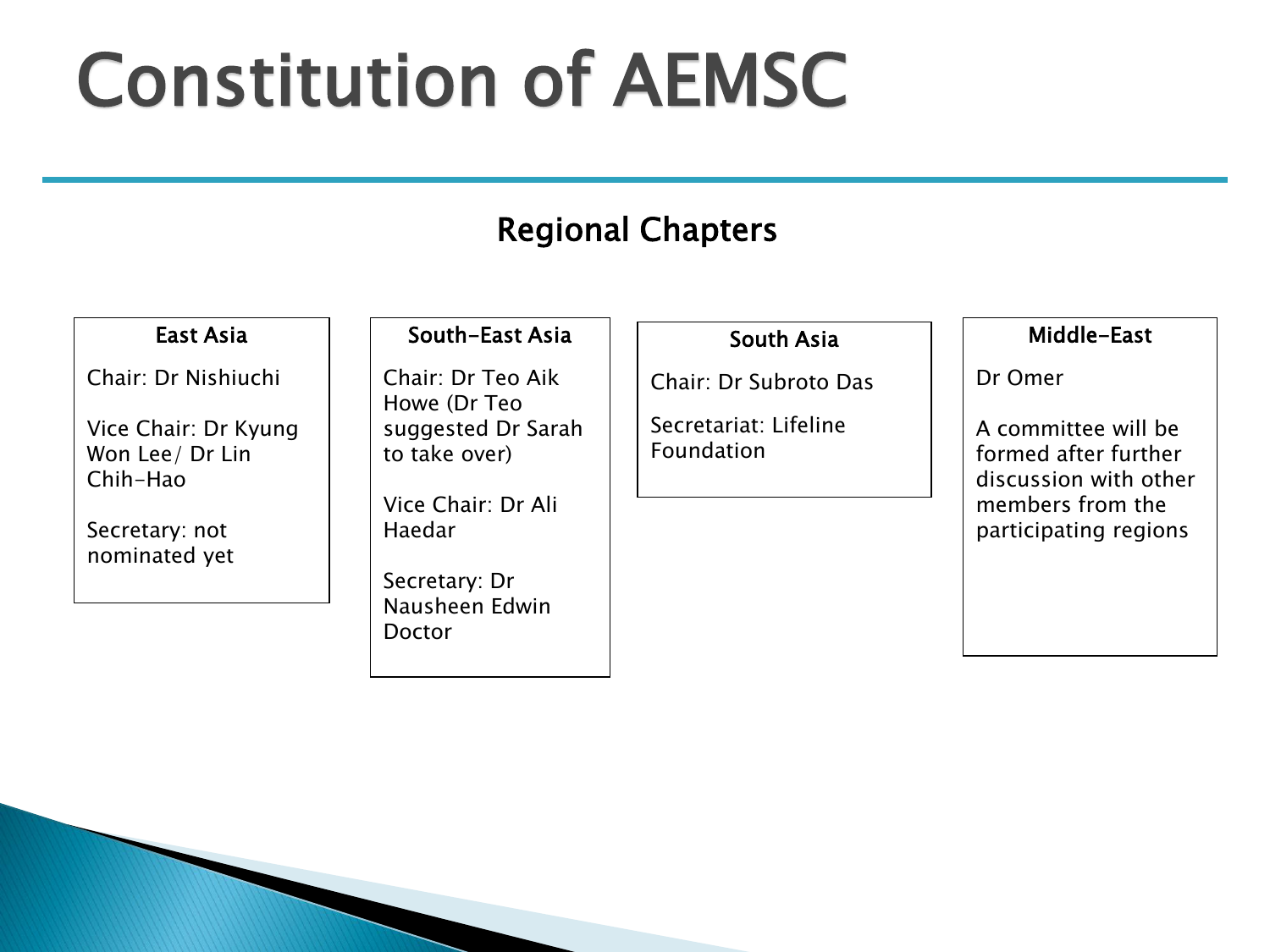# Constitution of AEMSC

## Regional Chapters

### East Asia

Chair: Dr Nishiuchi

Vice Chair: Dr Kyung Won Lee/ Dr Lin Chih-Hao

Secretary: not nominated yet

### South-East Asia

Chair: Dr Teo Aik Howe (Dr Teo suggested Dr Sarah to take over)

Vice Chair: Dr Ali Haedar

Secretary: Dr Nausheen Edwin Doctor

### South Asia

Chair: Dr Subroto Das

Secretariat: Lifeline Foundation

### Middle-East

Dr Omer

A committee will be formed after further discussion with other members from the participating regions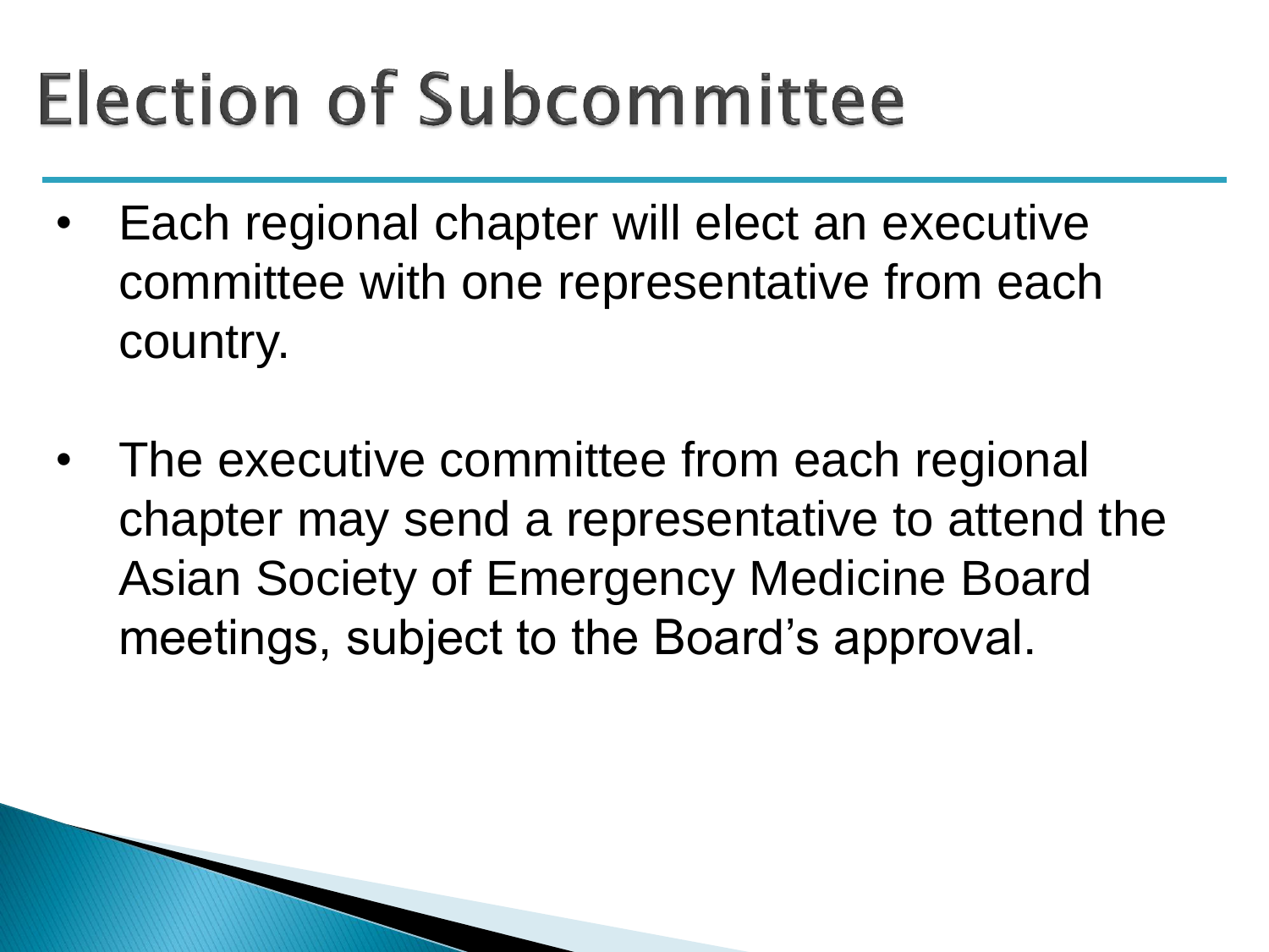# Election of Subcommittee

- Each regional chapter will elect an executive committee with one representative from each country.
- The executive committee from each regional chapter may send a representative to attend the Asian Society of Emergency Medicine Board meetings, subject to the Board's approval.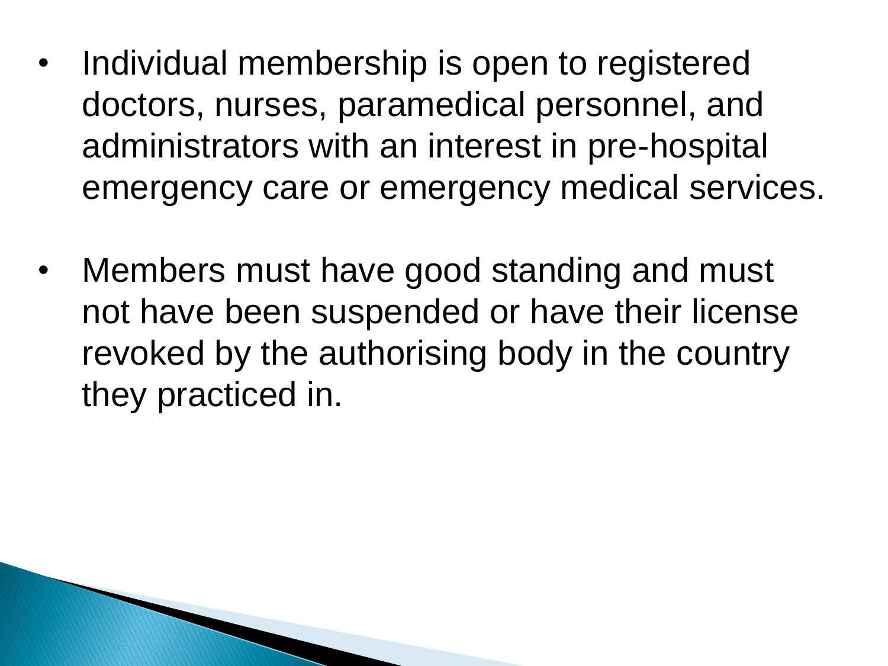- Individual membership is open to registered doctors, nurses, paramedical personnel, and administrators with an interest in pre-hospital emergency care or emergency medical services.

- Members must have good standing and must not have been suspended or have their license revoked by the authorising body in the country they practiced in.